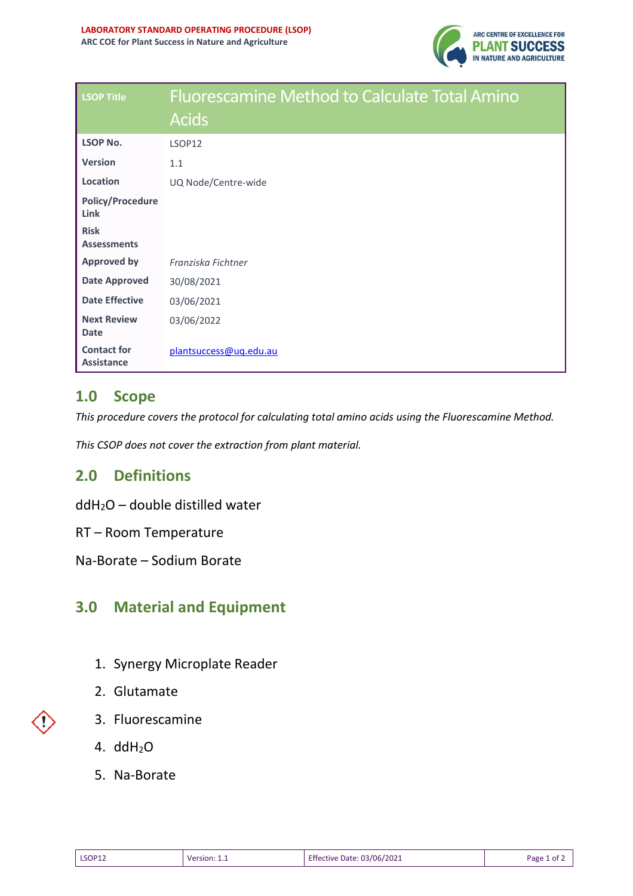LABORATORY STANDARD OPERATING PROCEDURE (LSOP)
ARC COE for Plant Success in Nature and Agriculture

| LSOP Title | Fluorescamine Method to Calculate Total Amino Acids |
|---|---|
| LSOP No. | LSOP12 |
| Version | 1.1 |
| Location | UQ Node/Centre-wide |
| Policy/Procedure Link | |
| Risk Assessments | |
| Approved by | *Franziska Fichtner* |
| Date Approved | 30/08/2021 |
| Date Effective | 03/06/2021 |
| Next Review Date | 03/06/2022 |
| Contact for Assistance | plantsuccess@uq.edu.au |

## 1.0 Scope

*This procedure covers the protocol for calculating total amino acids using the Fluorescamine Method.*

*This CSOP does not cover the extraction from plant material.*

## 2.0 Definitions

dd$H_2O$ – double distilled water

RT – Room Temperature

Na-Borate – Sodium Borate

## 3.0 Material and Equipment

1. Synergy Microplate Reader
2. Glutamate
3. Fluorescamine
4. dd$H_2O$
5. Na-Borate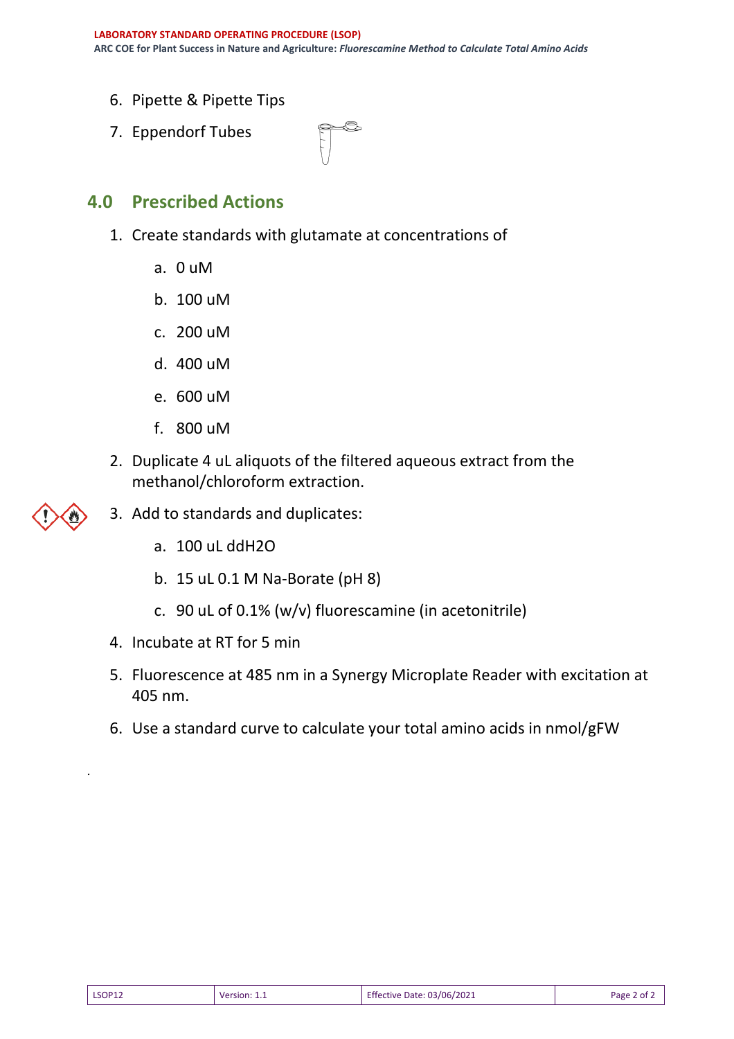6. Pipette & Pipette Tips
7. Eppendorf Tubes

## 4.0 Prescribed Actions

1. Create standards with glutamate at concentrations of
    a. 0 uM
    b. 100 uM
    c. 200 uM
    d. 400 uM
    e. 600 uM
    f. 800 uM
2. Duplicate 4 uL aliquots of the filtered aqueous extract from the methanol/chloroform extraction.
3. Add to standards and duplicates:
    a. 100 uL ddH2O
    b. 15 uL 0.1 M Na-Borate (pH 8)
    c. 90 uL of 0.1% (w/v) fluorescamine (in acetonitrile)
4. Incubate at RT for 5 min
5. Fluorescence at 485 nm in a Synergy Microplate Reader with excitation at 405 nm.
6. Use a standard curve to calculate your total amino acids in nmol/gFW

.